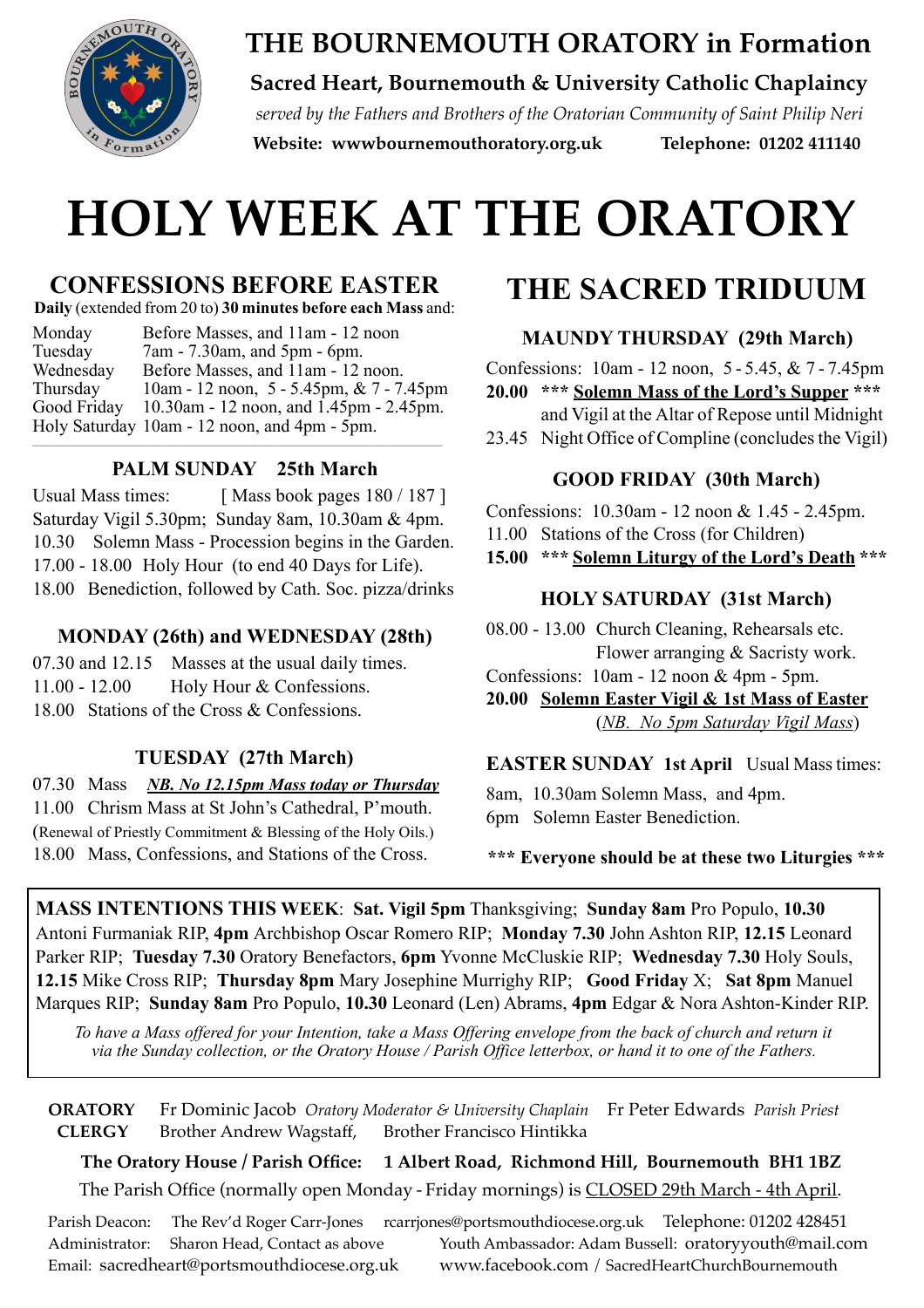# THE BOURNEMOUTH ORATORY in Formation

**Sacred Heart, Bournemouth & University Catholic Chaplaincy**

*served by the Fathers and Brothers of the Oratorian Community of Saint Philip Neri*

**Website: wwwbournemouthoratory.org.uk** **Telephone: 01202 411140**

# HOLY WEEK AT THE ORATORY

## CONFESSIONS BEFORE EASTER

**Daily** (extended from 20 to) **30 minutes before each Mass** and:

| | |
|---|---|
| Monday | Before Masses, and 11am - 12 noon |
| Tuesday | 7am - 7.30am, and 5pm - 6pm. |
| Wednesday | Before Masses, and 11am - 12 noon. |
| Thursday | 10am - 12 noon, 5 - 5.45pm, & 7 - 7.45pm |
| Good Friday | 10.30am - 12 noon, and 1.45pm - 2.45pm. |
| Holy Saturday | 10am - 12 noon, and 4pm - 5pm. |

### PALM SUNDAY 25th March

Usual Mass times: [ Mass book pages 180 / 187 ]

Saturday Vigil 5.30pm; Sunday 8am, 10.30am & 4pm.

10.30 Solemn Mass - Procession begins in the Garden.

17.00 - 18.00 Holy Hour (to end 40 Days for Life).

18.00 Benediction, followed by Cath. Soc. pizza/drinks

### MONDAY (26th) and WEDNESDAY (28th)

07.30 and 12.15 Masses at the usual daily times.

11.00 - 12.00 Holy Hour & Confessions.

18.00 Stations of the Cross & Confessions.

### TUESDAY (27th March)

07.30 Mass ***NB. No 12.15pm Mass today or Thursday***

11.00 Chrism Mass at St John's Cathedral, P'mouth.

(Renewal of Priestly Commitment & Blessing of the Holy Oils.)

18.00 Mass, Confessions, and Stations of the Cross.

## THE SACRED TRIDUUM

### MAUNDY THURSDAY (29th March)

Confessions: 10am - 12 noon, 5 - 5.45, & 7 - 7.45pm

**20.00 *** Solemn Mass of the Lord's Supper ***** and Vigil at the Altar of Repose until Midnight

23.45 Night Office of Compline (concludes the Vigil)

### GOOD FRIDAY (30th March)

Confessions: 10.30am - 12 noon & 1.45 - 2.45pm.

11.00 Stations of the Cross (for Children)

**15.00 *** Solemn Liturgy of the Lord's Death *****

### HOLY SATURDAY (31st March)

08.00 - 13.00 Church Cleaning, Rehearsals etc. Flower arranging & Sacristy work.

Confessions: 10am - 12 noon & 4pm - 5pm.

**20.00 Solemn Easter Vigil & 1st Mass of Easter**

(*NB. No 5pm Saturday Vigil Mass*)

**EASTER SUNDAY 1st April** Usual Mass times:

8am, 10.30am Solemn Mass, and 4pm.

6pm Solemn Easter Benediction.

**\*\*\* Everyone should be at these two Liturgies \*\*\***

**MASS INTENTIONS THIS WEEK**: **Sat. Vigil 5pm** Thanksgiving; **Sunday 8am** Pro Populo, **10.30** Antoni Furmaniak RIP, **4pm** Archbishop Oscar Romero RIP; **Monday 7.30** John Ashton RIP, **12.15** Leonard Parker RIP; **Tuesday 7.30** Oratory Benefactors, **6pm** Yvonne McCluskie RIP; **Wednesday 7.30** Holy Souls, **12.15** Mike Cross RIP; **Thursday 8pm** Mary Josephine Murrighy RIP; **Good Friday** X; **Sat 8pm** Manuel Marques RIP; **Sunday 8am** Pro Populo, **10.30** Leonard (Len) Abrams, **4pm** Edgar & Nora Ashton-Kinder RIP.

*To have a Mass offered for your Intention, take a Mass Offering envelope from the back of church and return it via the Sunday collection, or the Oratory House / Parish Office letterbox, or hand it to one of the Fathers.*

**ORATORY CLERGY** Fr Dominic Jacob *Oratory Moderator & University Chaplain* Fr Peter Edwards *Parish Priest* Brother Andrew Wagstaff, Brother Francisco Hintikka

**The Oratory House / Parish Office: 1 Albert Road, Richmond Hill, Bournemouth BH1 1BZ**

The Parish Office (normally open Monday - Friday mornings) is CLOSED 29th March - 4th April.

Parish Deacon: The Rev'd Roger Carr-Jones rcarrjones@portsmouthdiocese.org.uk Telephone: 01202 428451

Administrator: Sharon Head, Contact as above

Youth Ambassador: Adam Bussell: oratoryyouth@mail.com

Email: sacredheart@portsmouthdiocese.org.uk

www.facebook.com / SacredHeartChurchBournemouth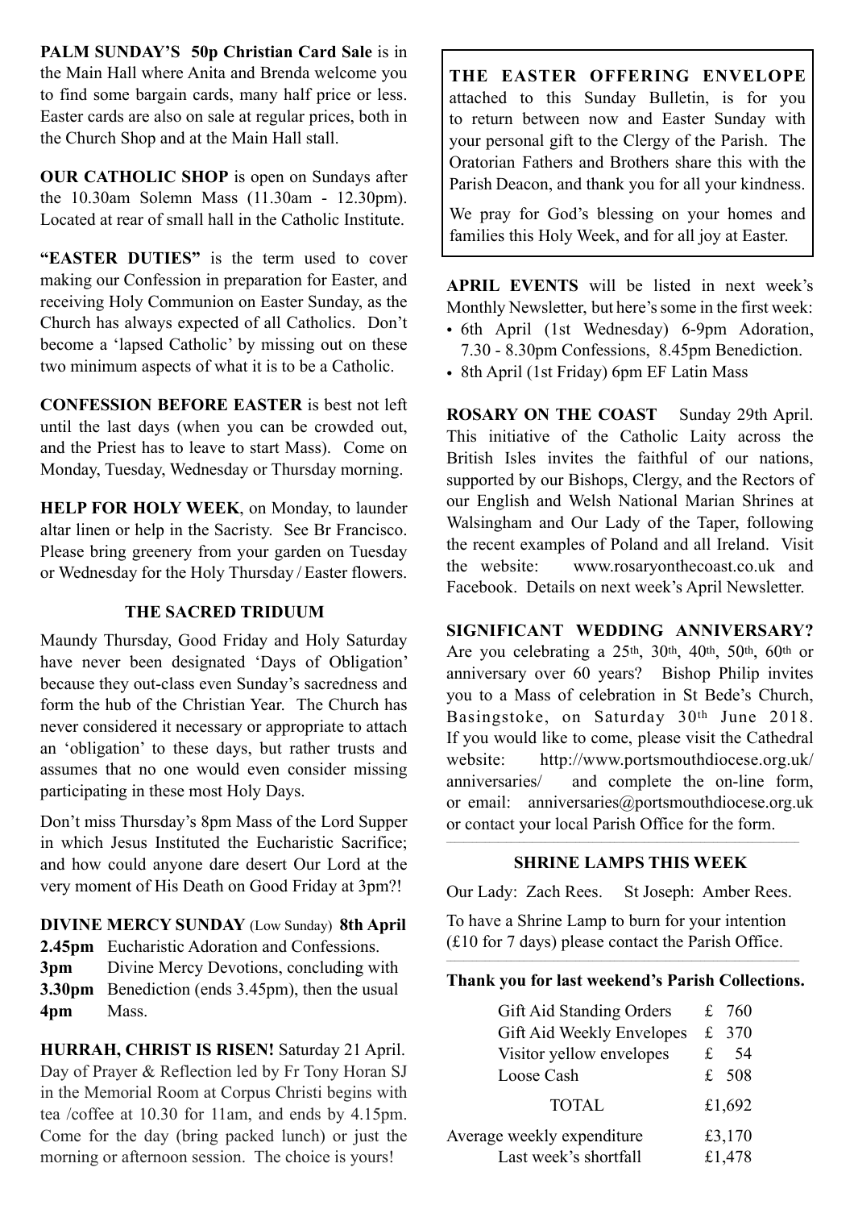**PALM SUNDAY'S 50p Christian Card Sale** is in the Main Hall where Anita and Brenda welcome you to find some bargain cards, many half price or less. Easter cards are also on sale at regular prices, both in the Church Shop and at the Main Hall stall.

**OUR CATHOLIC SHOP** is open on Sundays after the 10.30am Solemn Mass (11.30am - 12.30pm). Located at rear of small hall in the Catholic Institute.

**"EASTER DUTIES"** is the term used to cover making our Confession in preparation for Easter, and receiving Holy Communion on Easter Sunday, as the Church has always expected of all Catholics. Don't become a 'lapsed Catholic' by missing out on these two minimum aspects of what it is to be a Catholic.

**CONFESSION BEFORE EASTER** is best not left until the last days (when you can be crowded out, and the Priest has to leave to start Mass). Come on Monday, Tuesday, Wednesday or Thursday morning.

**HELP FOR HOLY WEEK**, on Monday, to launder altar linen or help in the Sacristy. See Br Francisco. Please bring greenery from your garden on Tuesday or Wednesday for the Holy Thursday / Easter flowers.

## THE SACRED TRIDUUM

Maundy Thursday, Good Friday and Holy Saturday have never been designated 'Days of Obligation' because they out-class even Sunday's sacredness and form the hub of the Christian Year. The Church has never considered it necessary or appropriate to attach an 'obligation' to these days, but rather trusts and assumes that no one would even consider missing participating in these most Holy Days.

Don't miss Thursday's 8pm Mass of the Lord Supper in which Jesus Instituted the Eucharistic Sacrifice; and how could anyone dare desert Our Lord at the very moment of His Death on Good Friday at 3pm?!

**DIVINE MERCY SUNDAY** (Low Sunday) **8th April**

**2.45pm** Eucharistic Adoration and Confessions.
**3pm** Divine Mercy Devotions, concluding with
**3.30pm** Benediction (ends 3.45pm), then the usual
**4pm** Mass.

**HURRAH, CHRIST IS RISEN!** Saturday 21 April. Day of Prayer & Reflection led by Fr Tony Horan SJ in the Memorial Room at Corpus Christi begins with tea /coffee at 10.30 for 11am, and ends by 4.15pm. Come for the day (bring packed lunch) or just the morning or afternoon session. The choice is yours!

**THE EASTER OFFERING ENVELOPE** attached to this Sunday Bulletin, is for you to return between now and Easter Sunday with your personal gift to the Clergy of the Parish. The Oratorian Fathers and Brothers share this with the Parish Deacon, and thank you for all your kindness.

We pray for God's blessing on your homes and families this Holy Week, and for all joy at Easter.

**APRIL EVENTS** will be listed in next week's Monthly Newsletter, but here's some in the first week:

- 6th April (1st Wednesday) 6-9pm Adoration, 7.30 - 8.30pm Confessions, 8.45pm Benediction.
- 8th April (1st Friday) 6pm EF Latin Mass

**ROSARY ON THE COAST** Sunday 29th April. This initiative of the Catholic Laity across the British Isles invites the faithful of our nations, supported by our Bishops, Clergy, and the Rectors of our English and Welsh National Marian Shrines at Walsingham and Our Lady of the Taper, following the recent examples of Poland and all Ireland. Visit the website: www.rosaryonthecoast.co.uk and Facebook. Details on next week's April Newsletter.

**SIGNIFICANT WEDDING ANNIVERSARY?** Are you celebrating a 25th, 30th, 40th, 50th, 60th or anniversary over 60 years? Bishop Philip invites you to a Mass of celebration in St Bede's Church, Basingstoke, on Saturday 30th June 2018. If you would like to come, please visit the Cathedral website: http://www.portsmouthdiocese.org.uk/anniversaries/ and complete the on-line form, or email: anniversaries@portsmouthdiocese.org.uk or contact your local Parish Office for the form.

## SHRINE LAMPS THIS WEEK

Our Lady: Zach Rees. St Joseph: Amber Rees.

To have a Shrine Lamp to burn for your intention (£10 for 7 days) please contact the Parish Office.

**Thank you for last weekend's Parish Collections.**

| | |
|---|---|
| Gift Aid Standing Orders | £ 760 |
| Gift Aid Weekly Envelopes | £ 370 |
| Visitor yellow envelopes | £ 54 |
| Loose Cash | £ 508 |
| TOTAL | £1,692 |
| Average weekly expenditure | £3,170 |
| Last week's shortfall | £1,478 |